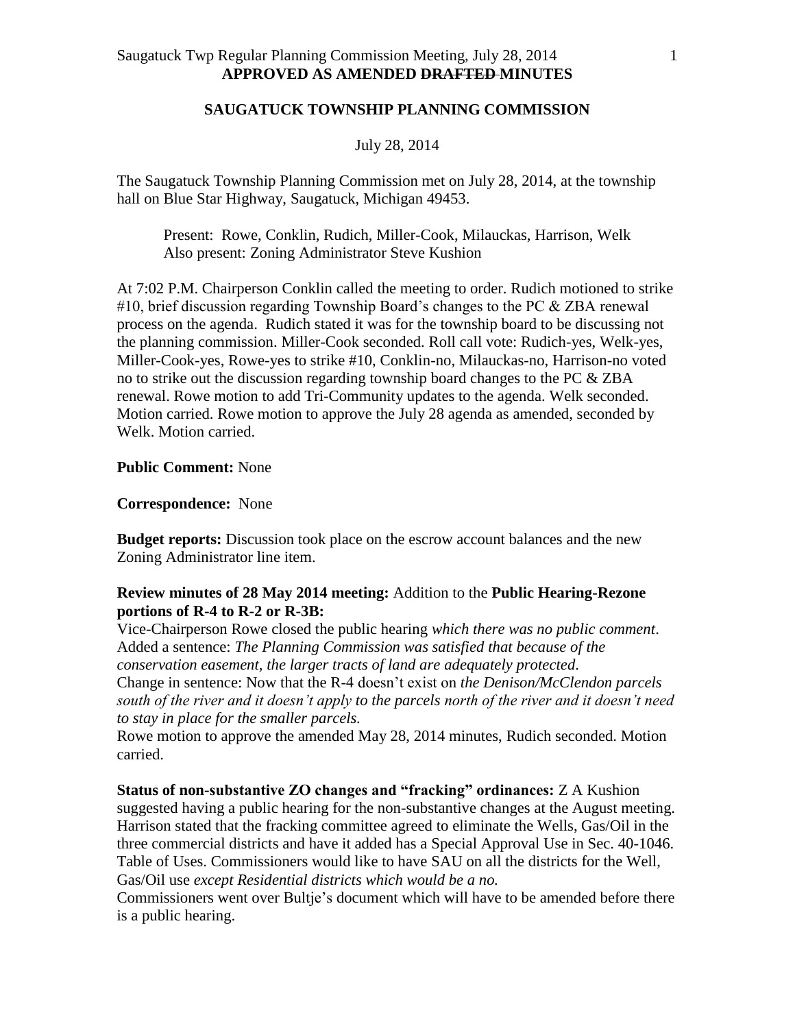**APPROVED AS AMENDED ~~DRAFTED~~ MINUTES**

**SAUGATUCK TOWNSHIP PLANNING COMMISSION**

July 28, 2014

The Saugatuck Township Planning Commission met on July 28, 2014, at the township hall on Blue Star Highway, Saugatuck, Michigan 49453.

Present: Rowe, Conklin, Rudich, Miller-Cook, Milauckas, Harrison, Welk
Also present: Zoning Administrator Steve Kushion

At 7:02 P.M. Chairperson Conklin called the meeting to order. Rudich motioned to strike #10, brief discussion regarding Township Board's changes to the PC & ZBA renewal process on the agenda. Rudich stated it was for the township board to be discussing not the planning commission. Miller-Cook seconded. Roll call vote: Rudich-yes, Welk-yes, Miller-Cook-yes, Rowe-yes to strike #10, Conklin-no, Milauckas-no, Harrison-no voted no to strike out the discussion regarding township board changes to the PC & ZBA renewal. Rowe motion to add Tri-Community updates to the agenda. Welk seconded. Motion carried. Rowe motion to approve the July 28 agenda as amended, seconded by Welk. Motion carried.

**Public Comment:** None

**Correspondence:** None

**Budget reports:** Discussion took place on the escrow account balances and the new Zoning Administrator line item.

**Review minutes of 28 May 2014 meeting:** Addition to the **Public Hearing-Rezone portions of R-4 to R-2 or R-3B:**
Vice-Chairperson Rowe closed the public hearing *which there was no public comment*. Added a sentence: *The Planning Commission was satisfied that because of the conservation easement, the larger tracts of land are adequately protected*.
Change in sentence: Now that the R-4 doesn't exist on *the Denison/McClendon parcels south of the river and it doesn't apply* to *the parcels north of the river and it doesn't need to stay in place for the smaller parcels.*
Rowe motion to approve the amended May 28, 2014 minutes, Rudich seconded. Motion carried.

**Status of non-substantive ZO changes and "fracking" ordinances:** Z A Kushion suggested having a public hearing for the non-substantive changes at the August meeting. Harrison stated that the fracking committee agreed to eliminate the Wells, Gas/Oil in the three commercial districts and have it added has a Special Approval Use in Sec. 40-1046. Table of Uses. Commissioners would like to have SAU on all the districts for the Well, Gas/Oil use *except Residential districts which would be a no.*
Commissioners went over Bultje's document which will have to be amended before there is a public hearing.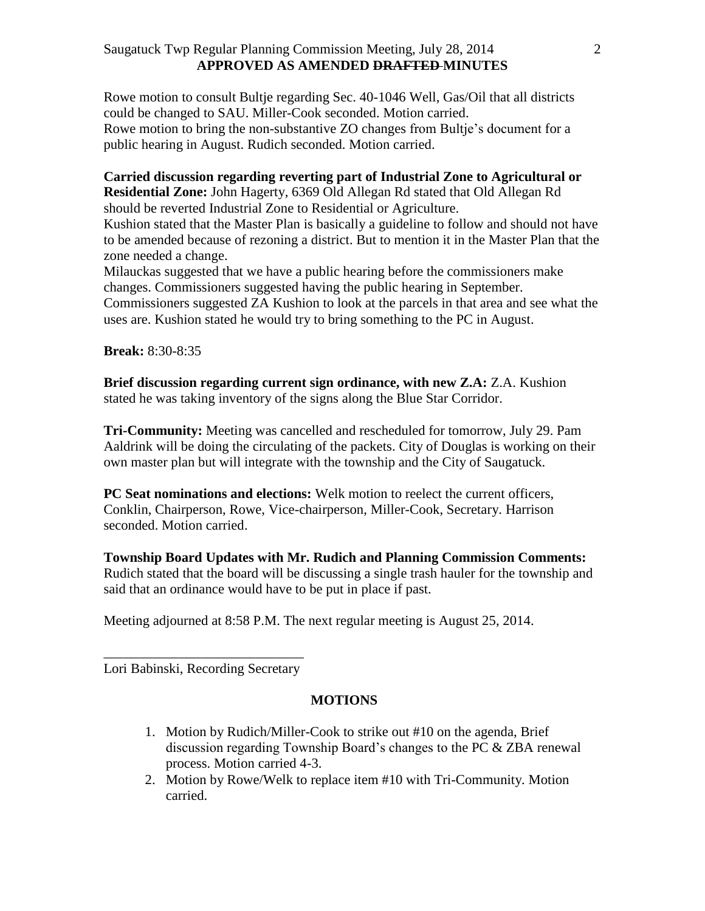Rowe motion to consult Bultje regarding Sec. 40-1046 Well, Gas/Oil that all districts could be changed to SAU. Miller-Cook seconded. Motion carried.
Rowe motion to bring the non-substantive ZO changes from Bultje's document for a public hearing in August. Rudich seconded. Motion carried.

**Carried discussion regarding reverting part of Industrial Zone to Agricultural or Residential Zone:** John Hagerty, 6369 Old Allegan Rd stated that Old Allegan Rd should be reverted Industrial Zone to Residential or Agriculture.
Kushion stated that the Master Plan is basically a guideline to follow and should not have to be amended because of rezoning a district. But to mention it in the Master Plan that the zone needed a change.
Milauckas suggested that we have a public hearing before the commissioners make changes. Commissioners suggested having the public hearing in September.
Commissioners suggested ZA Kushion to look at the parcels in that area and see what the uses are. Kushion stated he would try to bring something to the PC in August.

**Break:** 8:30-8:35

**Brief discussion regarding current sign ordinance, with new Z.A:** Z.A. Kushion stated he was taking inventory of the signs along the Blue Star Corridor.

**Tri-Community:** Meeting was cancelled and rescheduled for tomorrow, July 29. Pam Aaldrink will be doing the circulating of the packets. City of Douglas is working on their own master plan but will integrate with the township and the City of Saugatuck.

**PC Seat nominations and elections:** Welk motion to reelect the current officers, Conklin, Chairperson, Rowe, Vice-chairperson, Miller-Cook, Secretary. Harrison seconded. Motion carried.

**Township Board Updates with Mr. Rudich and Planning Commission Comments:** Rudich stated that the board will be discussing a single trash hauler for the township and said that an ordinance would have to be put in place if past.

Meeting adjourned at 8:58 P.M. The next regular meeting is August 25, 2014.

\_\_\_\_\_\_\_\_\_\_\_\_\_\_\_\_\_\_\_\_\_\_\_\_\_\_\_\_\_\_
Lori Babinski, Recording Secretary

## MOTIONS

1. Motion by Rudich/Miller-Cook to strike out #10 on the agenda, Brief discussion regarding Township Board's changes to the PC & ZBA renewal process. Motion carried 4-3.
2. Motion by Rowe/Welk to replace item #10 with Tri-Community. Motion carried.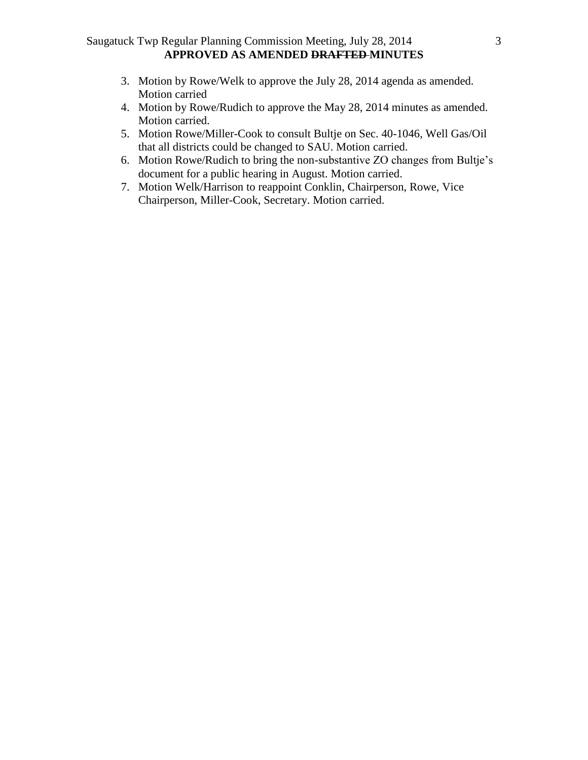3. Motion by Rowe/Welk to approve the July 28, 2014 agenda as amended. Motion carried
4. Motion by Rowe/Rudich to approve the May 28, 2014 minutes as amended. Motion carried.
5. Motion Rowe/Miller-Cook to consult Bultje on Sec. 40-1046, Well Gas/Oil that all districts could be changed to SAU. Motion carried.
6. Motion Rowe/Rudich to bring the non-substantive ZO changes from Bultje's document for a public hearing in August. Motion carried.
7. Motion Welk/Harrison to reappoint Conklin, Chairperson, Rowe, Vice Chairperson, Miller-Cook, Secretary. Motion carried.